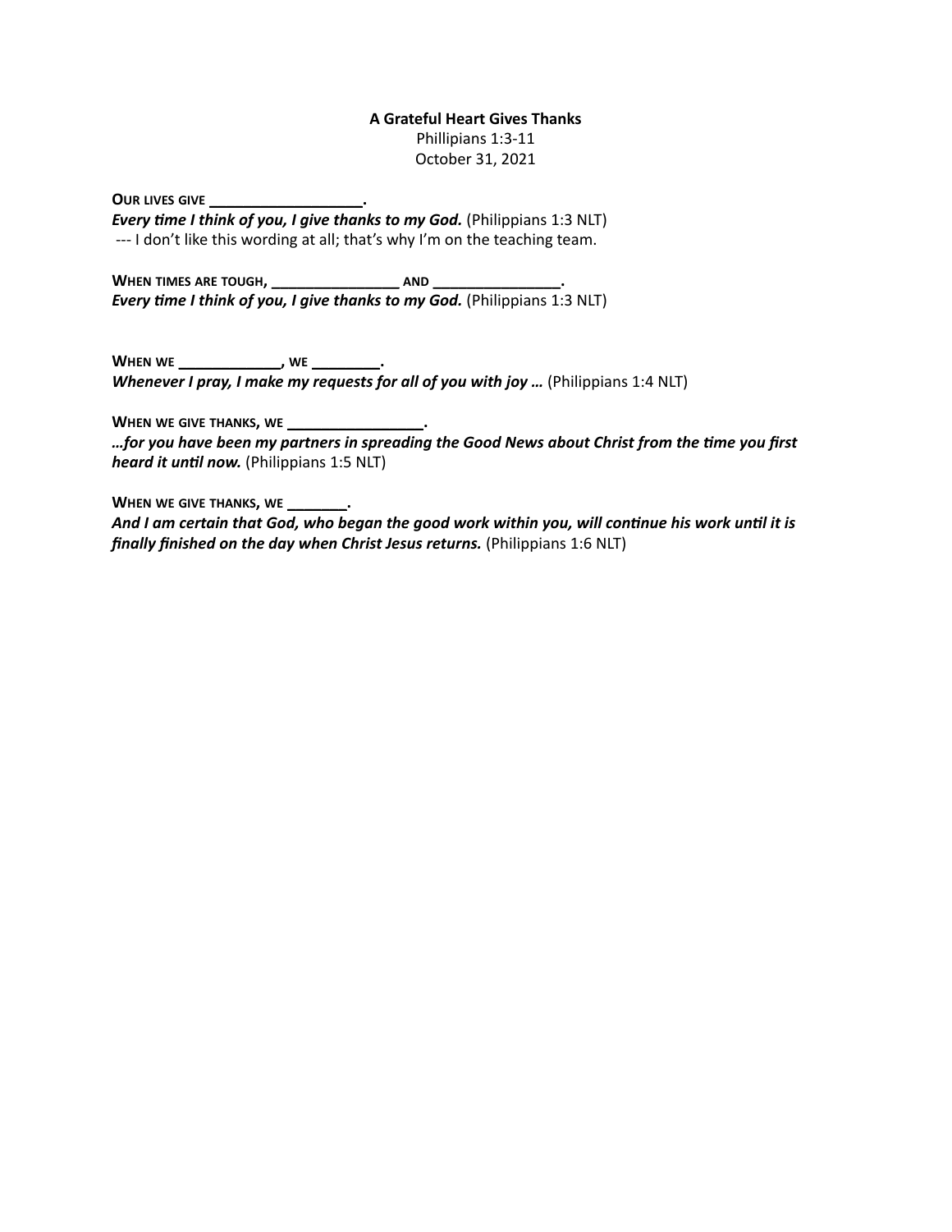**A Grateful Heart Gives Thanks**

Phillipians 1:3-11

October 31, 2021

**OUR LIVES GIVE __________________.**

***Every time I think of you, I give thanks to my God.*** (Philippians 1:3 NLT)

--- I don't like this wording at all; that's why I'm on the teaching team.

**WHEN TIMES ARE TOUGH, ________________ AND ________________.**

***Every time I think of you, I give thanks to my God.*** (Philippians 1:3 NLT)

**WHEN WE ____________, WE ________.**

***Whenever I pray, I make my requests for all of you with joy …*** (Philippians 1:4 NLT)

**WHEN WE GIVE THANKS, WE ________________.**

***…for you have been my partners in spreading the Good News about Christ from the time you first heard it until now.*** (Philippians 1:5 NLT)

**WHEN WE GIVE THANKS, WE _______.**

***And I am certain that God, who began the good work within you, will continue his work until it is finally finished on the day when Christ Jesus returns.*** (Philippians 1:6 NLT)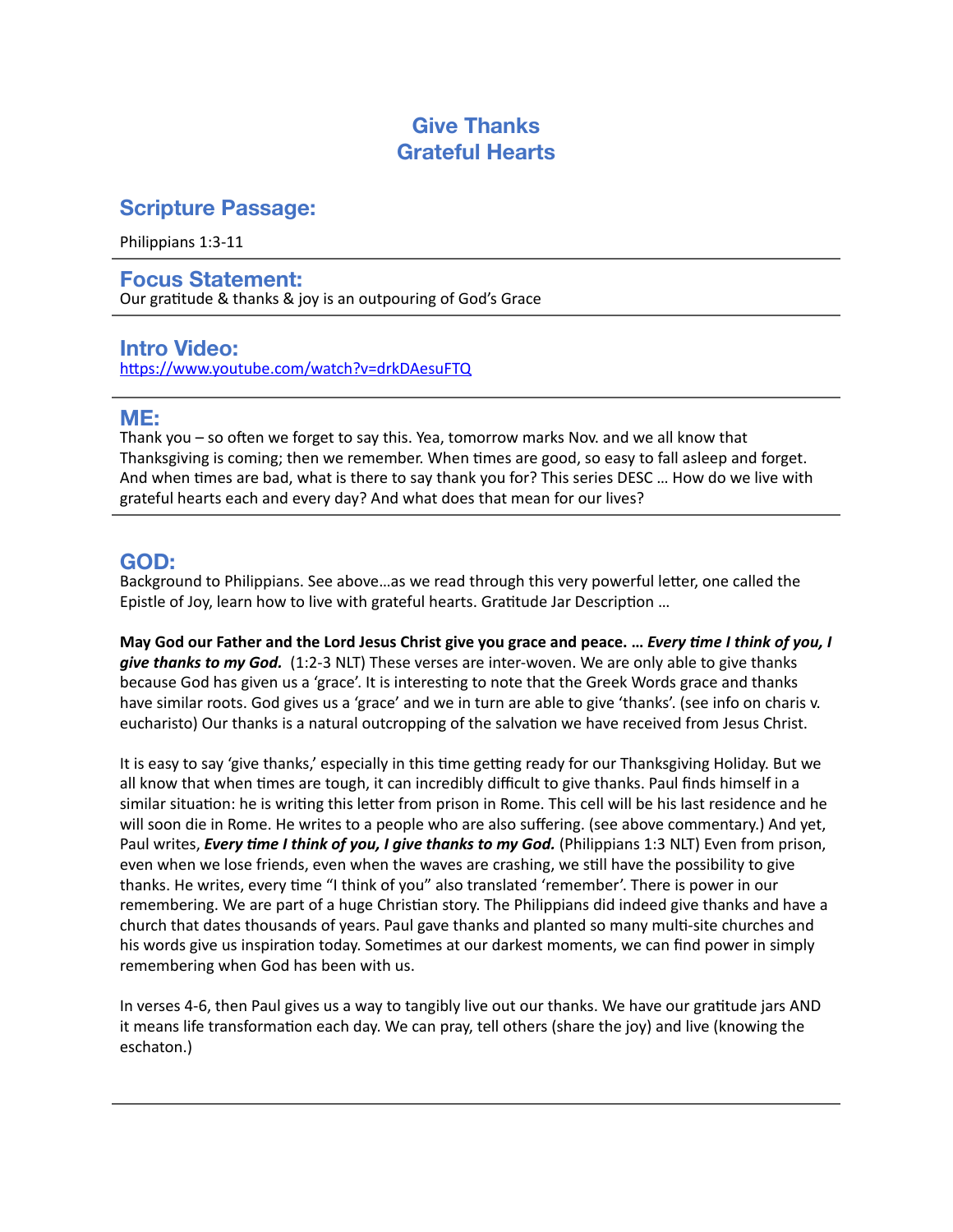# Give Thanks
# Grateful Hearts

## Scripture Passage:

Philippians 1:3-11

---

## Focus Statement:

Our gratitude & thanks & joy is an outpouring of God's Grace

---

## Intro Video:

https://www.youtube.com/watch?v=drkDAesuFTQ

---

## ME:

Thank you – so often we forget to say this. Yea, tomorrow marks Nov. and we all know that Thanksgiving is coming; then we remember. When times are good, so easy to fall asleep and forget. And when times are bad, what is there to say thank you for? This series DESC … How do we live with grateful hearts each and every day? And what does that mean for our lives?

---

## GOD:

Background to Philippians. See above…as we read through this very powerful letter, one called the Epistle of Joy, learn how to live with grateful hearts. Gratitude Jar Description …

**May God our Father and the Lord Jesus Christ give you grace and peace. …** ***Every time I think of you, I give thanks to my God.*** (1:2-3 NLT) These verses are inter-woven. We are only able to give thanks because God has given us a 'grace'. It is interesting to note that the Greek Words grace and thanks have similar roots. God gives us a 'grace' and we in turn are able to give 'thanks'. (see info on charis v. eucharisto) Our thanks is a natural outcropping of the salvation we have received from Jesus Christ.

It is easy to say 'give thanks,' especially in this time getting ready for our Thanksgiving Holiday. But we all know that when times are tough, it can incredibly difficult to give thanks. Paul finds himself in a similar situation: he is writing this letter from prison in Rome. This cell will be his last residence and he will soon die in Rome. He writes to a people who are also suffering. (see above commentary.) And yet, Paul writes, ***Every time I think of you, I give thanks to my God.*** (Philippians 1:3 NLT) Even from prison, even when we lose friends, even when the waves are crashing, we still have the possibility to give thanks. He writes, every time "I think of you" also translated 'remember'. There is power in our remembering. We are part of a huge Christian story. The Philippians did indeed give thanks and have a church that dates thousands of years. Paul gave thanks and planted so many multi-site churches and his words give us inspiration today. Sometimes at our darkest moments, we can find power in simply remembering when God has been with us.

In verses 4-6, then Paul gives us a way to tangibly live out our thanks. We have our gratitude jars AND it means life transformation each day. We can pray, tell others (share the joy) and live (knowing the eschaton.)

---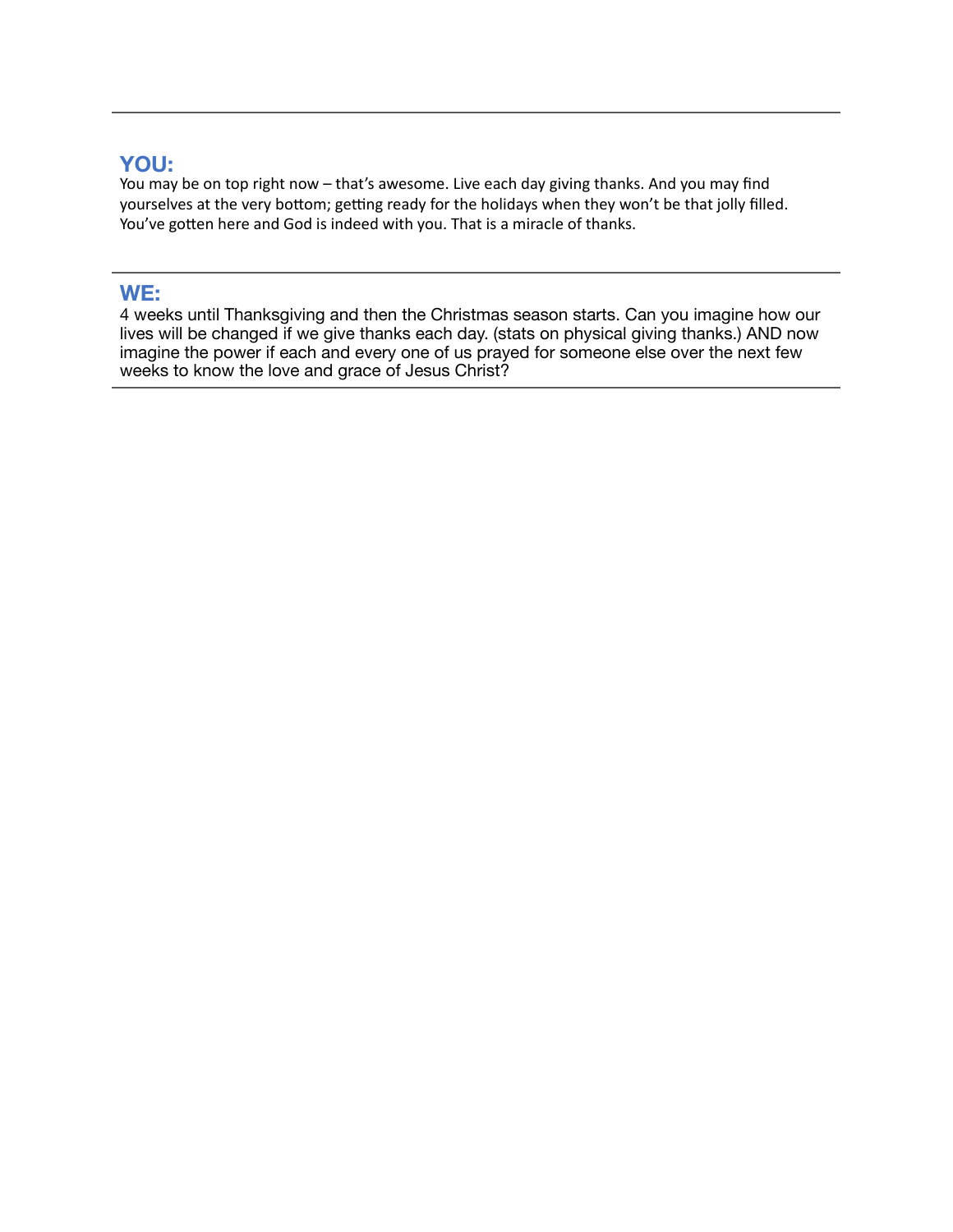## YOU:

You may be on top right now – that's awesome. Live each day giving thanks. And you may find yourselves at the very bottom; getting ready for the holidays when they won't be that jolly filled. You've gotten here and God is indeed with you. That is a miracle of thanks.

## WE:

4 weeks until Thanksgiving and then the Christmas season starts. Can you imagine how our lives will be changed if we give thanks each day. (stats on physical giving thanks.) AND now imagine the power if each and every one of us prayed for someone else over the next few weeks to know the love and grace of Jesus Christ?